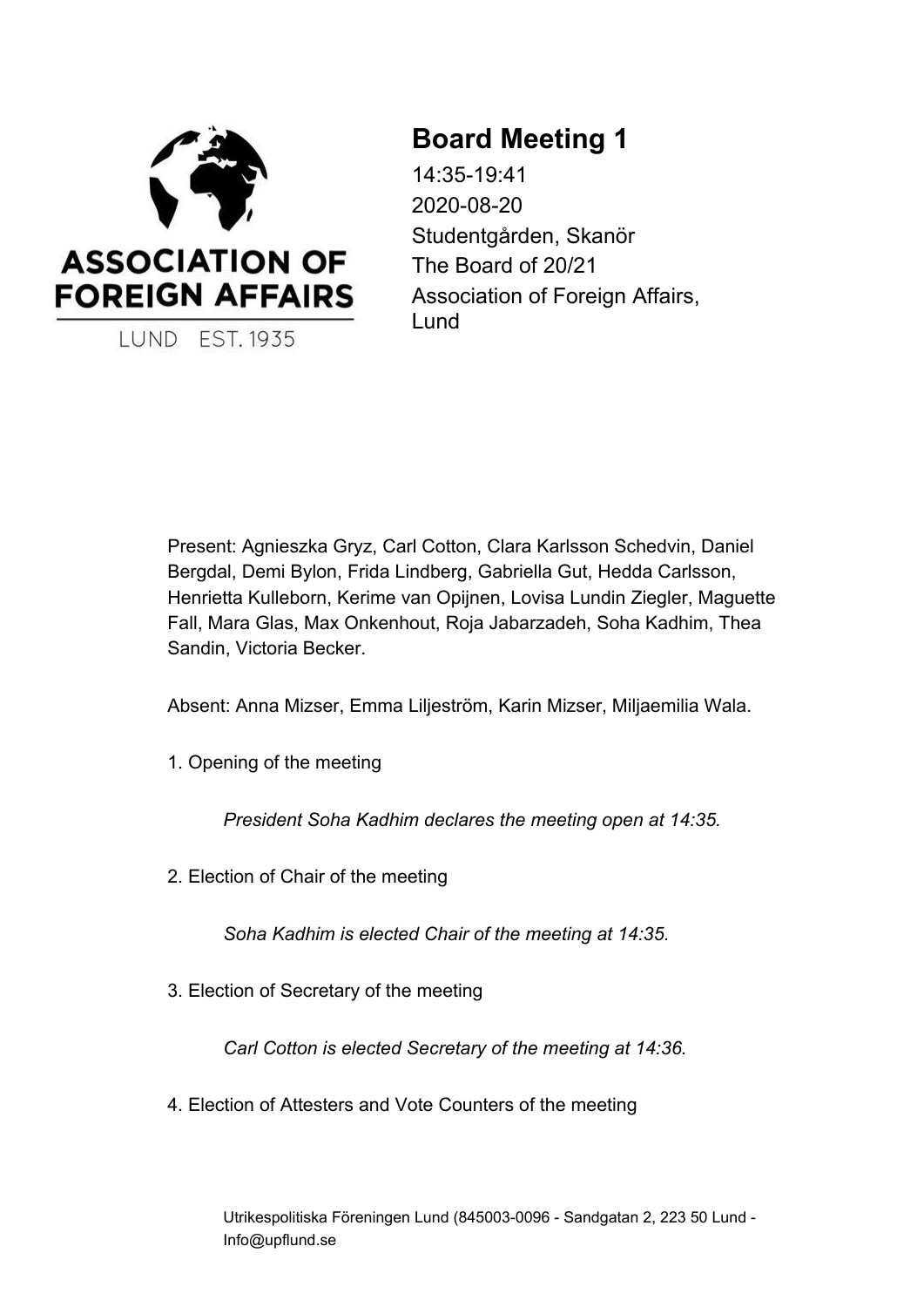ASSOCIATION OF FOREIGN AFFAIRS

LUND EST. 1935

# Board Meeting 1

14:35-19:41
2020-08-20
Studentgården, Skanör
The Board of 20/21
Association of Foreign Affairs, Lund

Present: Agnieszka Gryz, Carl Cotton, Clara Karlsson Schedvin, Daniel Bergdal, Demi Bylon, Frida Lindberg, Gabriella Gut, Hedda Carlsson, Henrietta Kulleborn, Kerime van Opijnen, Lovisa Lundin Ziegler, Maguette Fall, Mara Glas, Max Onkenhout, Roja Jabarzadeh, Soha Kadhim, Thea Sandin, Victoria Becker.

Absent: Anna Mizser, Emma Liljeström, Karin Mizser, Miljaemilia Wala.

1. Opening of the meeting

   *President Soha Kadhim declares the meeting open at 14:35.*

2. Election of Chair of the meeting

   *Soha Kadhim is elected Chair of the meeting at 14:35.*

3. Election of Secretary of the meeting

   *Carl Cotton is elected Secretary of the meeting at 14:36.*

4. Election of Attesters and Vote Counters of the meeting

Utrikespolitiska Föreningen Lund (845003-0096 - Sandgatan 2, 223 50 Lund - Info@upflund.se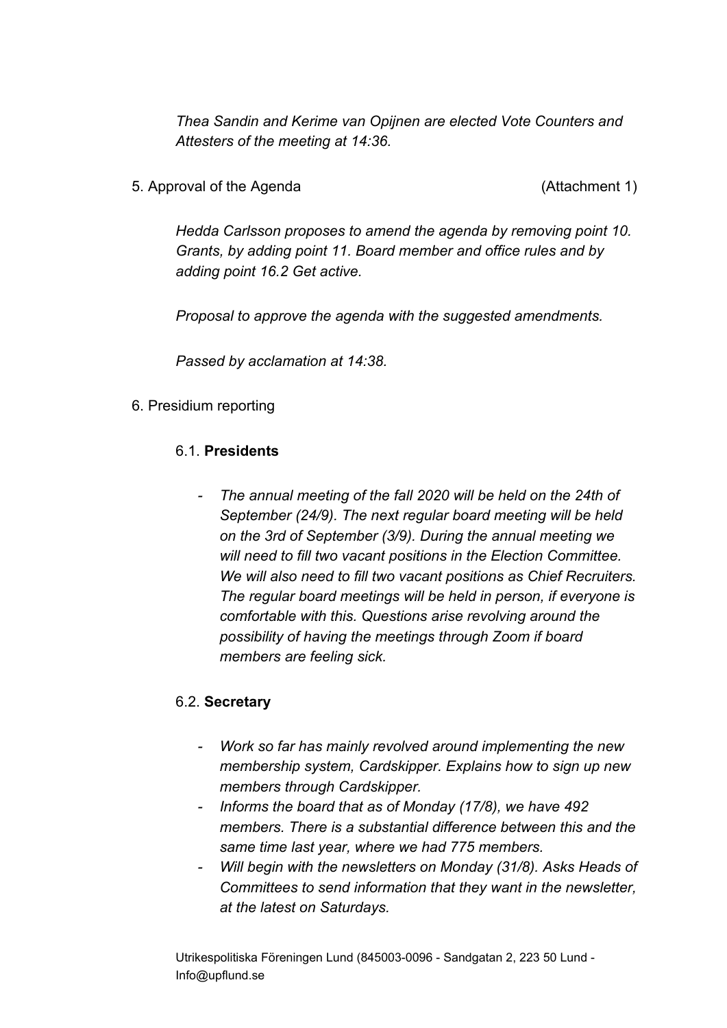*Thea Sandin and Kerime van Opijnen are elected Vote Counters and Attesters of the meeting at 14:36.*

5. Approval of the Agenda (Attachment 1)

*Hedda Carlsson proposes to amend the agenda by removing point 10. Grants, by adding point 11. Board member and office rules and by adding point 16.2 Get active.*

*Proposal to approve the agenda with the suggested amendments.*

*Passed by acclamation at 14:38.*

6. Presidium reporting

6.1. **Presidents**

- *The annual meeting of the fall 2020 will be held on the 24th of September (24/9). The next regular board meeting will be held on the 3rd of September (3/9). During the annual meeting we will need to fill two vacant positions in the Election Committee. We will also need to fill two vacant positions as Chief Recruiters. The regular board meetings will be held in person, if everyone is comfortable with this. Questions arise revolving around the possibility of having the meetings through Zoom if board members are feeling sick.*

6.2. **Secretary**

- *Work so far has mainly revolved around implementing the new membership system, Cardskipper. Explains how to sign up new members through Cardskipper.*
- *Informs the board that as of Monday (17/8), we have 492 members. There is a substantial difference between this and the same time last year, where we had 775 members.*
- *Will begin with the newsletters on Monday (31/8). Asks Heads of Committees to send information that they want in the newsletter, at the latest on Saturdays.*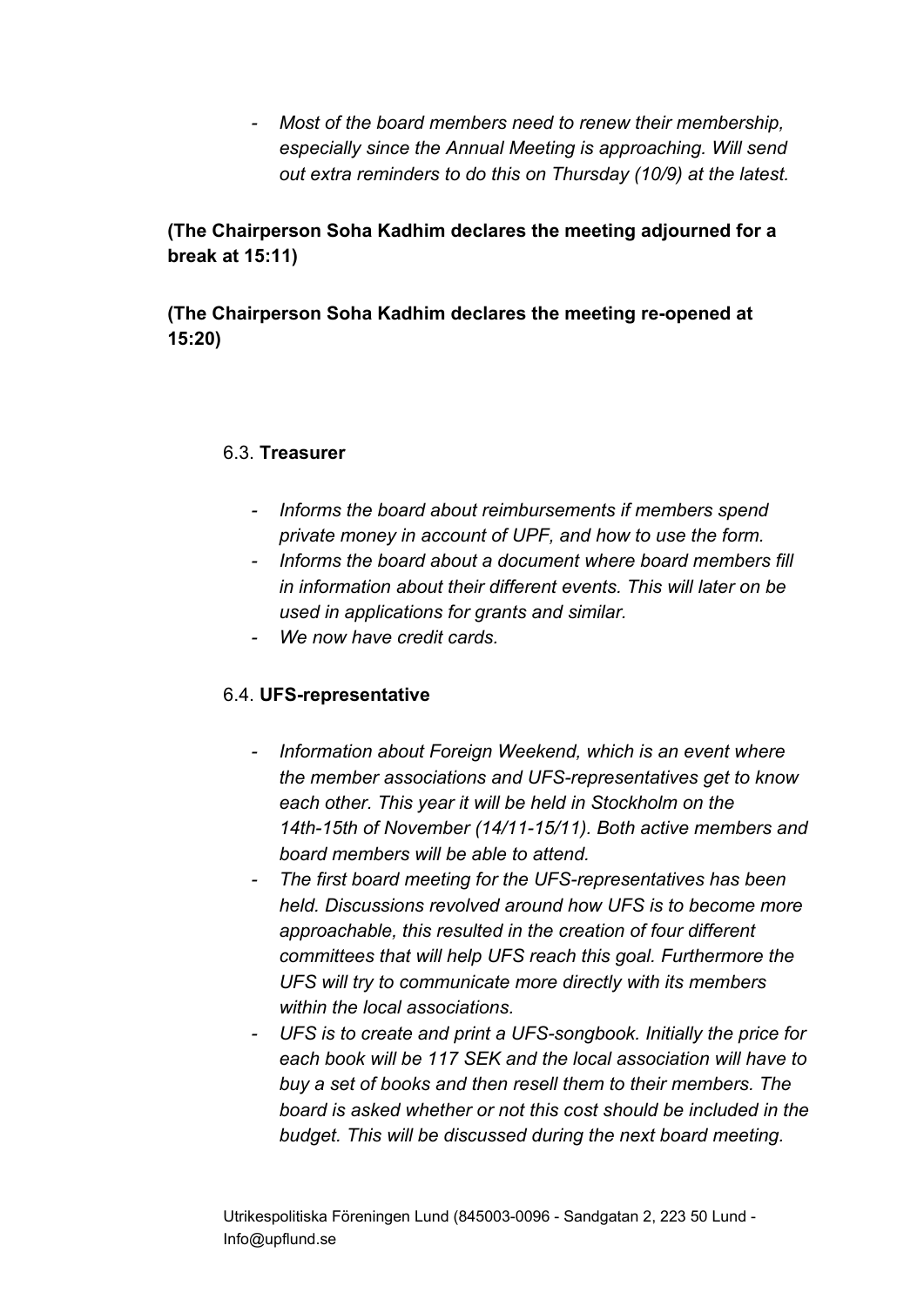- *Most of the board members need to renew their membership, especially since the Annual Meeting is approaching. Will send out extra reminders to do this on Thursday (10/9) at the latest.*

**(The Chairperson Soha Kadhim declares the meeting adjourned for a break at 15:11)**

**(The Chairperson Soha Kadhim declares the meeting re-opened at 15:20)**

### 6.3. **Treasurer**

- *Informs the board about reimbursements if members spend private money in account of UPF, and how to use the form.*
- *Informs the board about a document where board members fill in information about their different events. This will later on be used in applications for grants and similar.*
- *We now have credit cards.*

### 6.4. **UFS-representative**

- *Information about Foreign Weekend, which is an event where the member associations and UFS-representatives get to know each other. This year it will be held in Stockholm on the 14th-15th of November (14/11-15/11). Both active members and board members will be able to attend.*
- *The first board meeting for the UFS-representatives has been held. Discussions revolved around how UFS is to become more approachable, this resulted in the creation of four different committees that will help UFS reach this goal. Furthermore the UFS will try to communicate more directly with its members within the local associations.*
- *UFS is to create and print a UFS-songbook. Initially the price for each book will be 117 SEK and the local association will have to buy a set of books and then resell them to their members. The board is asked whether or not this cost should be included in the budget. This will be discussed during the next board meeting.*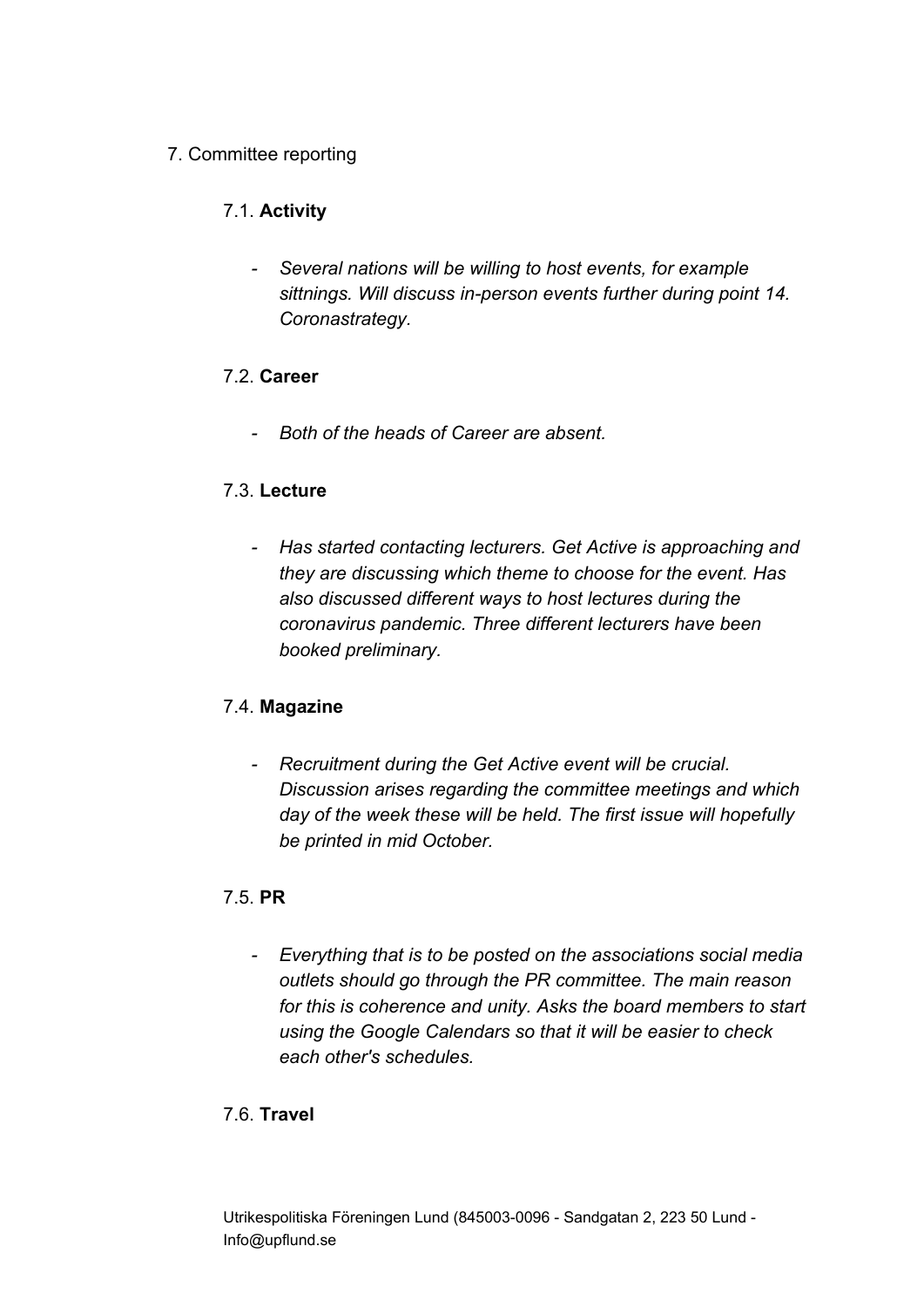7. Committee reporting

7.1. **Activity**

- *Several nations will be willing to host events, for example sittnings. Will discuss in-person events further during point 14. Coronastrategy.*

7.2. **Career**

- *Both of the heads of Career are absent.*

7.3. **Lecture**

- *Has started contacting lecturers. Get Active is approaching and they are discussing which theme to choose for the event. Has also discussed different ways to host lectures during the coronavirus pandemic. Three different lecturers have been booked preliminary.*

7.4. **Magazine**

- *Recruitment during the Get Active event will be crucial. Discussion arises regarding the committee meetings and which day of the week these will be held. The first issue will hopefully be printed in mid October.*

7.5. **PR**

- *Everything that is to be posted on the associations social media outlets should go through the PR committee. The main reason for this is coherence and unity. Asks the board members to start using the Google Calendars so that it will be easier to check each other's schedules.*

7.6. **Travel**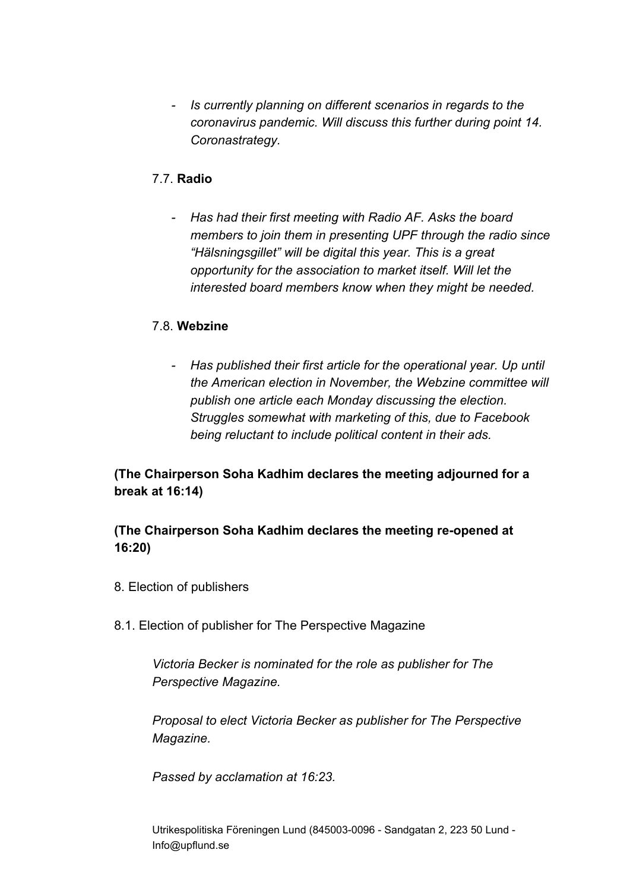- *Is currently planning on different scenarios in regards to the coronavirus pandemic. Will discuss this further during point 14. Coronastrategy*.

7.7. **Radio**

- *Has had their first meeting with Radio AF. Asks the board members to join them in presenting UPF through the radio since "Hälsningsgillet" will be digital this year. This is a great opportunity for the association to market itself. Will let the interested board members know when they might be needed.*

7.8. **Webzine**

- *Has published their first article for the operational year. Up until the American election in November, the Webzine committee will publish one article each Monday discussing the election. Struggles somewhat with marketing of this, due to Facebook being reluctant to include political content in their ads.*

**(The Chairperson Soha Kadhim declares the meeting adjourned for a break at 16:14)**

**(The Chairperson Soha Kadhim declares the meeting re-opened at 16:20)**

8. Election of publishers

8.1. Election of publisher for The Perspective Magazine

*Victoria Becker is nominated for the role as publisher for The Perspective Magazine.*

*Proposal to elect Victoria Becker as publisher for The Perspective Magazine.*

*Passed by acclamation at 16:23.*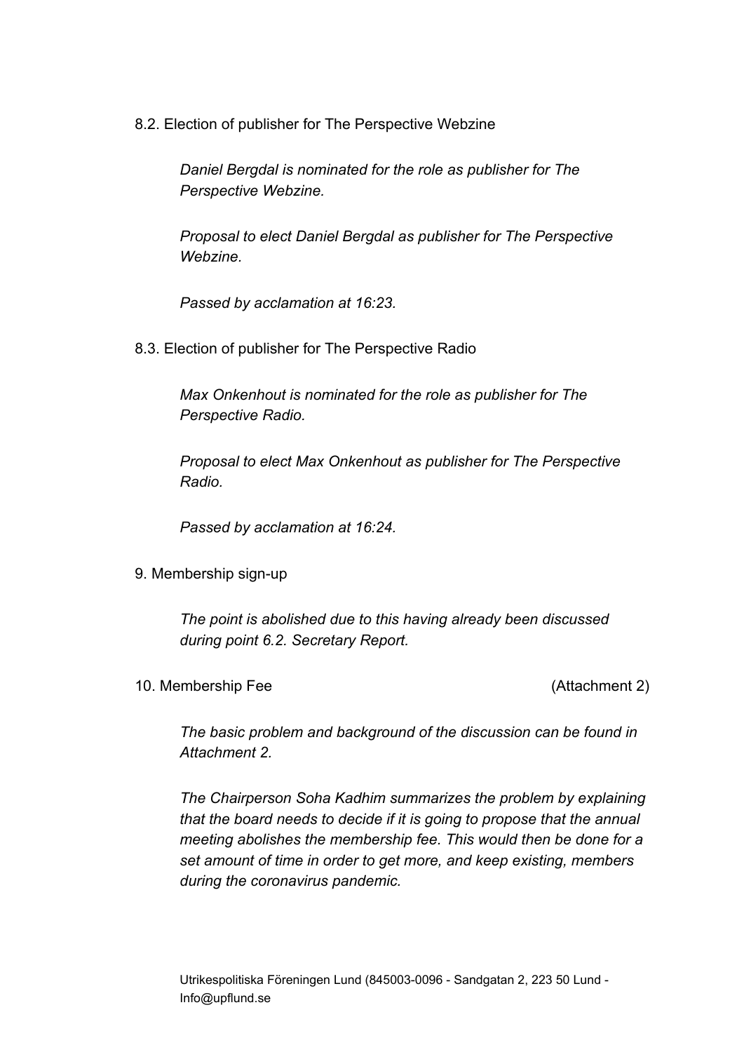8.2. Election of publisher for The Perspective Webzine

*Daniel Bergdal is nominated for the role as publisher for The Perspective Webzine.*

*Proposal to elect Daniel Bergdal as publisher for The Perspective Webzine.*

*Passed by acclamation at 16:23.*

8.3. Election of publisher for The Perspective Radio

*Max Onkenhout is nominated for the role as publisher for The Perspective Radio.*

*Proposal to elect Max Onkenhout as publisher for The Perspective Radio.*

*Passed by acclamation at 16:24.*

9. Membership sign-up

*The point is abolished due to this having already been discussed during point 6.2. Secretary Report.*

10. Membership Fee (Attachment 2)

*The basic problem and background of the discussion can be found in Attachment 2.*

*The Chairperson Soha Kadhim summarizes the problem by explaining that the board needs to decide if it is going to propose that the annual meeting abolishes the membership fee. This would then be done for a set amount of time in order to get more, and keep existing, members during the coronavirus pandemic.*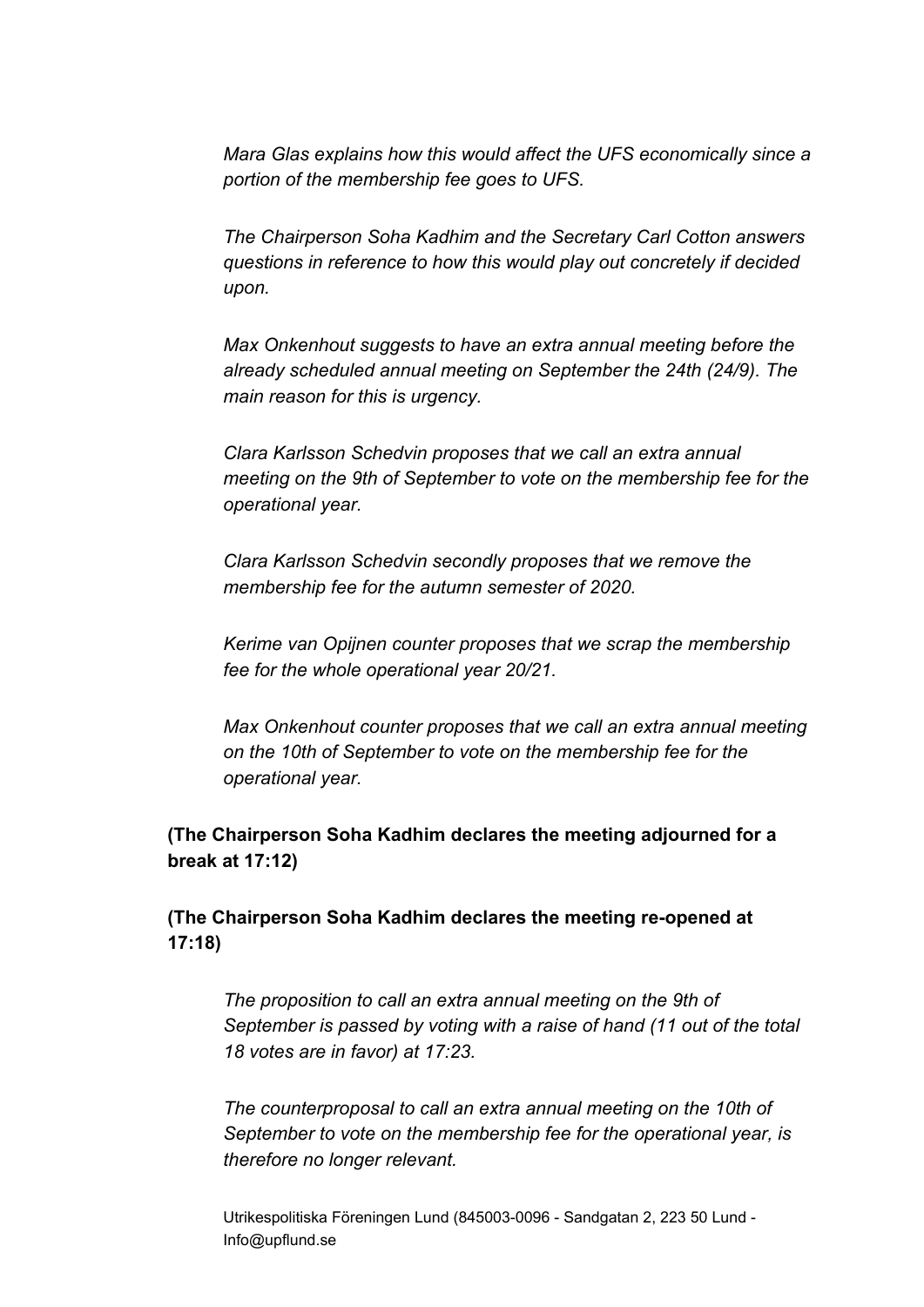*Mara Glas explains how this would affect the UFS economically since a portion of the membership fee goes to UFS.*

*The Chairperson Soha Kadhim and the Secretary Carl Cotton answers questions in reference to how this would play out concretely if decided upon.*

*Max Onkenhout suggests to have an extra annual meeting before the already scheduled annual meeting on September the 24th (24/9). The main reason for this is urgency.*

*Clara Karlsson Schedvin proposes that we call an extra annual meeting on the 9th of September to vote on the membership fee for the operational year.*

*Clara Karlsson Schedvin secondly proposes that we remove the membership fee for the autumn semester of 2020.*

*Kerime van Opijnen counter proposes that we scrap the membership fee for the whole operational year 20/21.*

*Max Onkenhout counter proposes that we call an extra annual meeting on the 10th of September to vote on the membership fee for the operational year.*

**(The Chairperson Soha Kadhim declares the meeting adjourned for a break at 17:12)**

**(The Chairperson Soha Kadhim declares the meeting re-opened at 17:18)**

*The proposition to call an extra annual meeting on the 9th of September is passed by voting with a raise of hand (11 out of the total 18 votes are in favor) at 17:23.*

*The counterproposal to call an extra annual meeting on the 10th of September to vote on the membership fee for the operational year, is therefore no longer relevant.*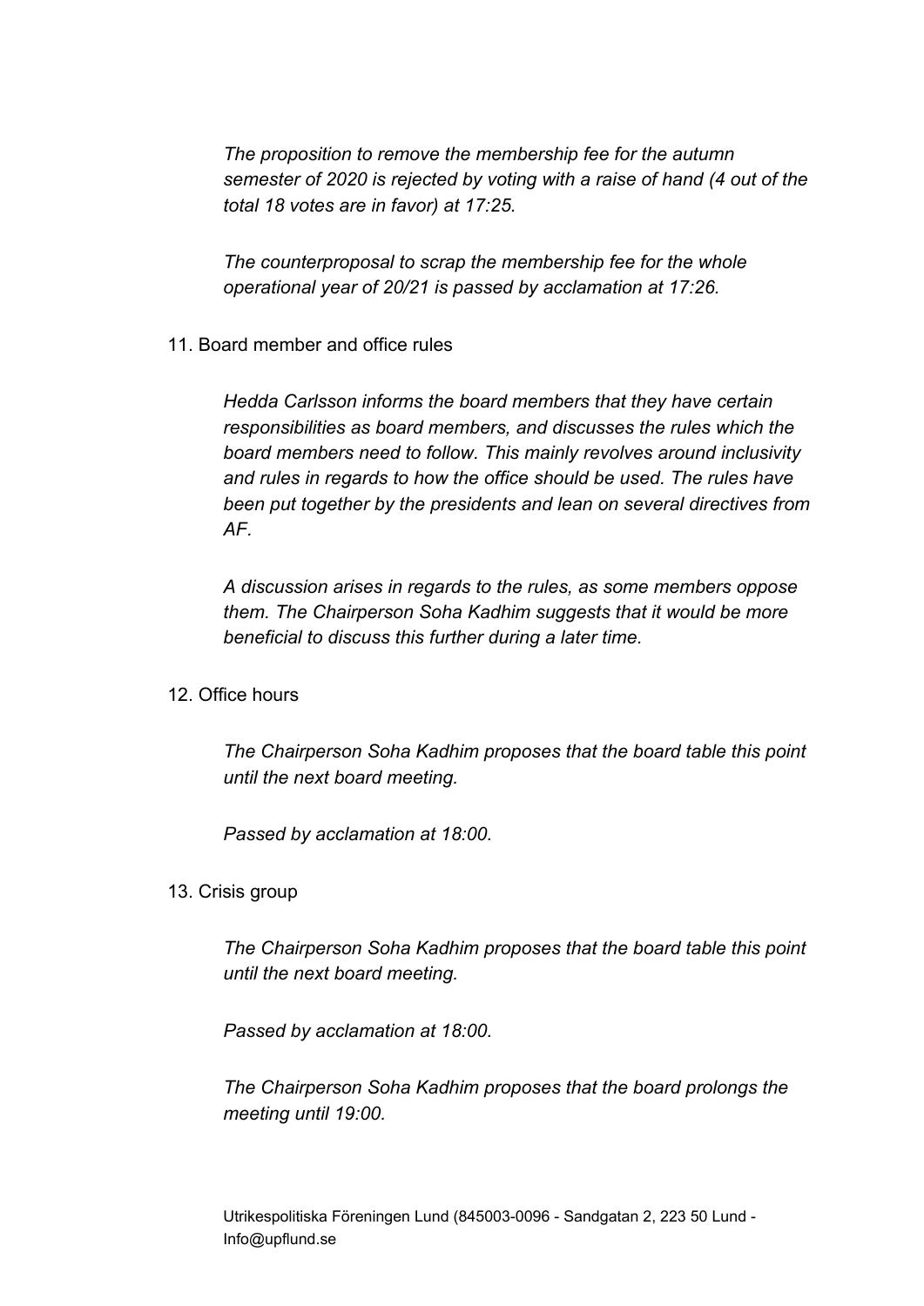*The proposition to remove the membership fee for the autumn semester of 2020 is rejected by voting with a raise of hand (4 out of the total 18 votes are in favor) at 17:25.*

*The counterproposal to scrap the membership fee for the whole operational year of 20/21 is passed by acclamation at 17:26.*

11. Board member and office rules

*Hedda Carlsson informs the board members that they have certain responsibilities as board members, and discusses the rules which the board members need to follow. This mainly revolves around inclusivity and rules in regards to how the office should be used. The rules have been put together by the presidents and lean on several directives from AF.*

*A discussion arises in regards to the rules, as some members oppose them. The Chairperson Soha Kadhim suggests that it would be more beneficial to discuss this further during a later time.*

12. Office hours

*The Chairperson Soha Kadhim proposes that the board table this point until the next board meeting.*

*Passed by acclamation at 18:00.*

13. Crisis group

*The Chairperson Soha Kadhim proposes that the board table this point until the next board meeting.*

*Passed by acclamation at 18:00.*

*The Chairperson Soha Kadhim proposes that the board prolongs the meeting until 19:00.*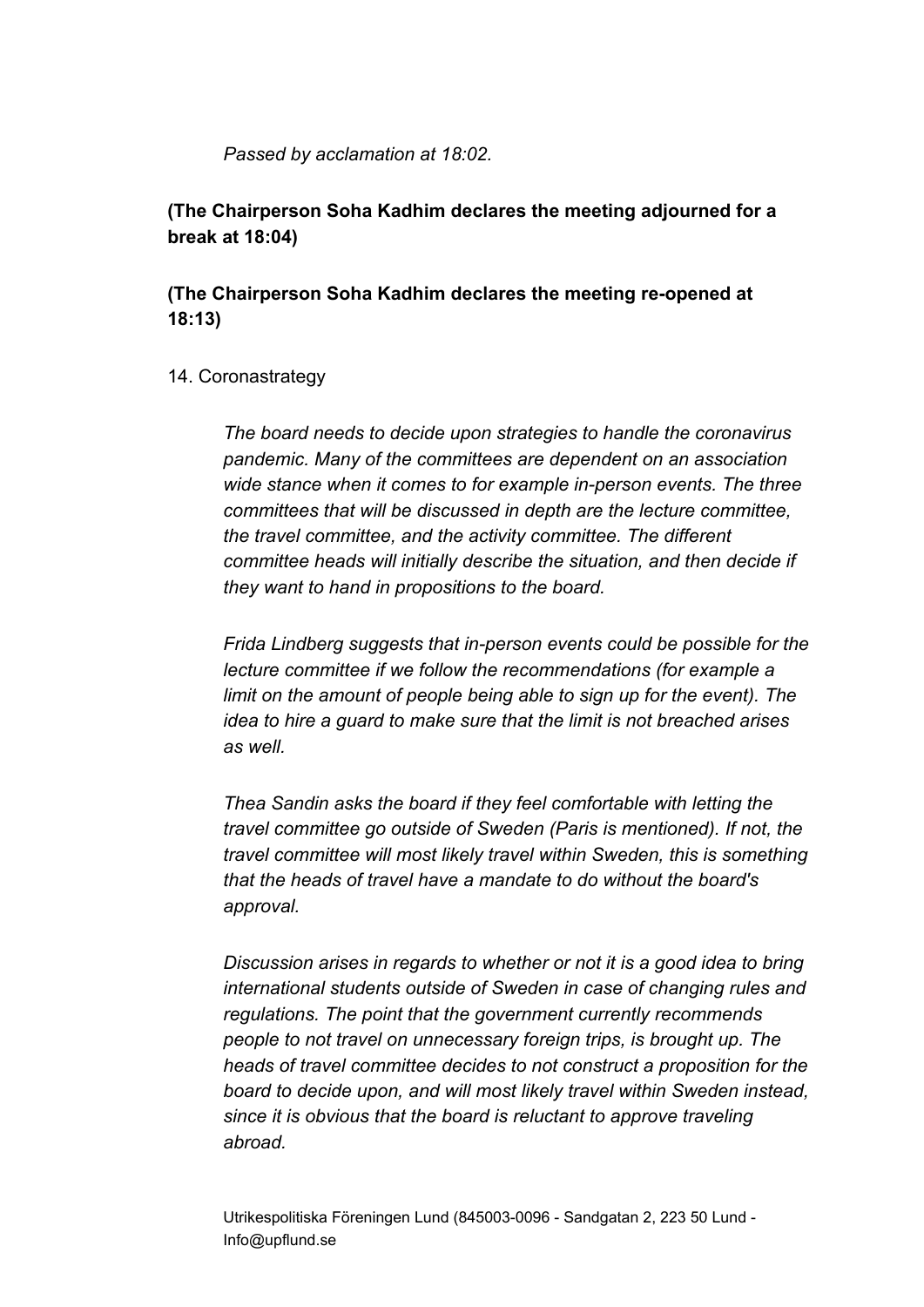*Passed by acclamation at 18:02.*

**(The Chairperson Soha Kadhim declares the meeting adjourned for a break at 18:04)**

**(The Chairperson Soha Kadhim declares the meeting re-opened at 18:13)**

14. Coronastrategy

*The board needs to decide upon strategies to handle the coronavirus pandemic. Many of the committees are dependent on an association wide stance when it comes to for example in-person events. The three committees that will be discussed in depth are the lecture committee, the travel committee, and the activity committee. The different committee heads will initially describe the situation, and then decide if they want to hand in propositions to the board.*

*Frida Lindberg suggests that in-person events could be possible for the lecture committee if we follow the recommendations (for example a limit on the amount of people being able to sign up for the event). The idea to hire a guard to make sure that the limit is not breached arises as well.*

*Thea Sandin asks the board if they feel comfortable with letting the travel committee go outside of Sweden (Paris is mentioned). If not, the travel committee will most likely travel within Sweden, this is something that the heads of travel have a mandate to do without the board's approval.*

*Discussion arises in regards to whether or not it is a good idea to bring international students outside of Sweden in case of changing rules and regulations. The point that the government currently recommends people to not travel on unnecessary foreign trips, is brought up. The heads of travel committee decides to not construct a proposition for the board to decide upon, and will most likely travel within Sweden instead, since it is obvious that the board is reluctant to approve traveling abroad.*

Utrikespolitiska Föreningen Lund (845003-0096 - Sandgatan 2, 223 50 Lund - Info@upflund.se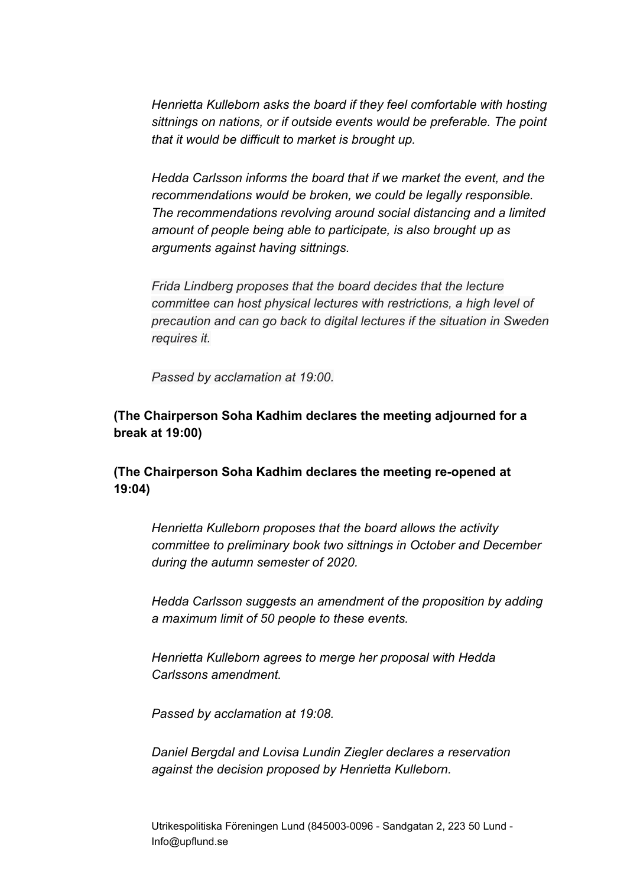*Henrietta Kulleborn asks the board if they feel comfortable with hosting sittnings on nations, or if outside events would be preferable. The point that it would be difficult to market is brought up.*

*Hedda Carlsson informs the board that if we market the event, and the recommendations would be broken, we could be legally responsible. The recommendations revolving around social distancing and a limited amount of people being able to participate, is also brought up as arguments against having sittnings.*

*Frida Lindberg proposes that the board decides that the lecture committee can host physical lectures with restrictions, a high level of precaution and can go back to digital lectures if the situation in Sweden requires it.*

*Passed by acclamation at 19:00.*

**(The Chairperson Soha Kadhim declares the meeting adjourned for a break at 19:00)**

**(The Chairperson Soha Kadhim declares the meeting re-opened at 19:04)**

*Henrietta Kulleborn proposes that the board allows the activity committee to preliminary book two sittnings in October and December during the autumn semester of 2020.*

*Hedda Carlsson suggests an amendment of the proposition by adding a maximum limit of 50 people to these events.*

*Henrietta Kulleborn agrees to merge her proposal with Hedda Carlssons amendment.*

*Passed by acclamation at 19:08.*

*Daniel Bergdal and Lovisa Lundin Ziegler declares a reservation against the decision proposed by Henrietta Kulleborn.*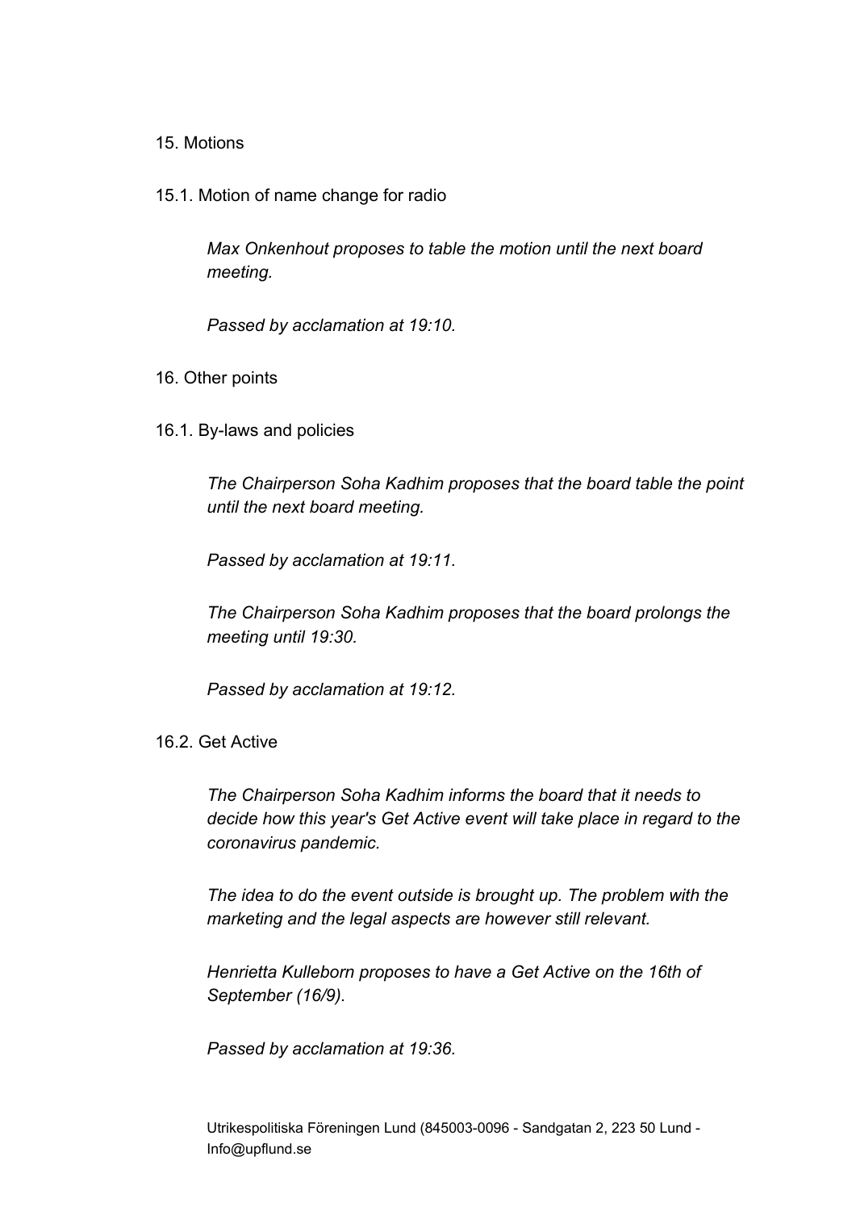15. Motions

15.1. Motion of name change for radio

*Max Onkenhout proposes to table the motion until the next board meeting.*

*Passed by acclamation at 19:10.*

16. Other points

16.1. By-laws and policies

*The Chairperson Soha Kadhim proposes that the board table the point until the next board meeting.*

*Passed by acclamation at 19:11.*

*The Chairperson Soha Kadhim proposes that the board prolongs the meeting until 19:30.*

*Passed by acclamation at 19:12.*

16.2. Get Active

*The Chairperson Soha Kadhim informs the board that it needs to decide how this year's Get Active event will take place in regard to the coronavirus pandemic.*

*The idea to do the event outside is brought up. The problem with the marketing and the legal aspects are however still relevant.*

*Henrietta Kulleborn proposes to have a Get Active on the 16th of September (16/9).*

*Passed by acclamation at 19:36.*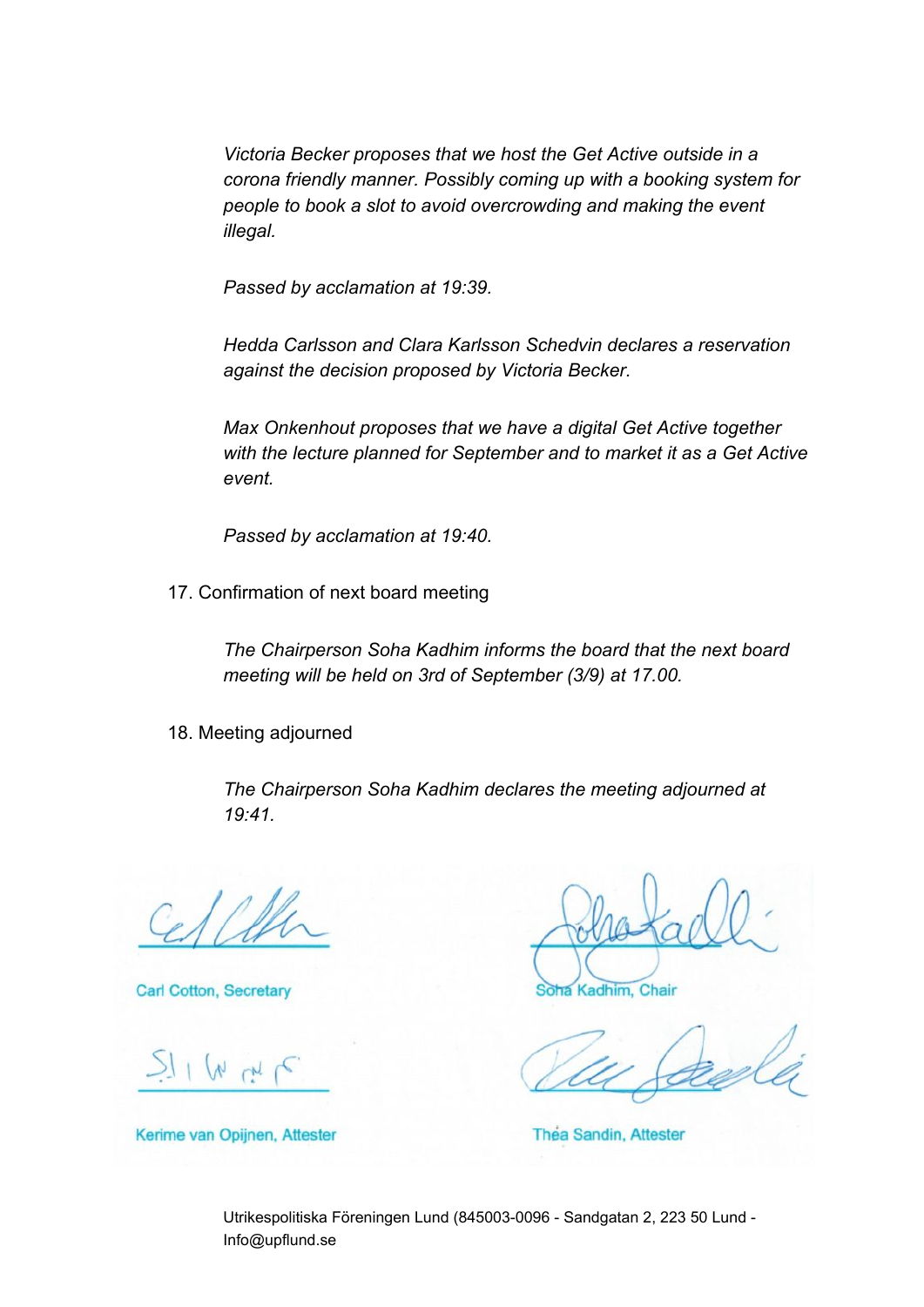*Victoria Becker proposes that we host the Get Active outside in a corona friendly manner. Possibly coming up with a booking system for people to book a slot to avoid overcrowding and making the event illegal.*

*Passed by acclamation at 19:39.*

*Hedda Carlsson and Clara Karlsson Schedvin declares a reservation against the decision proposed by Victoria Becker.*

*Max Onkenhout proposes that we have a digital Get Active together with the lecture planned for September and to market it as a Get Active event.*

*Passed by acclamation at 19:40.*

17. Confirmation of next board meeting

*The Chairperson Soha Kadhim informs the board that the next board meeting will be held on 3rd of September (3/9) at 17.00.*

18. Meeting adjourned

*The Chairperson Soha Kadhim declares the meeting adjourned at 19:41.*

Carl Cotton, Secretary

Soha Kadhim, Chair

Kerime van Opijnen, Attester

Théa Sandin, Attester

Utrikespolitiska Föreningen Lund (845003-0096 - Sandgatan 2, 223 50 Lund - Info@upflund.se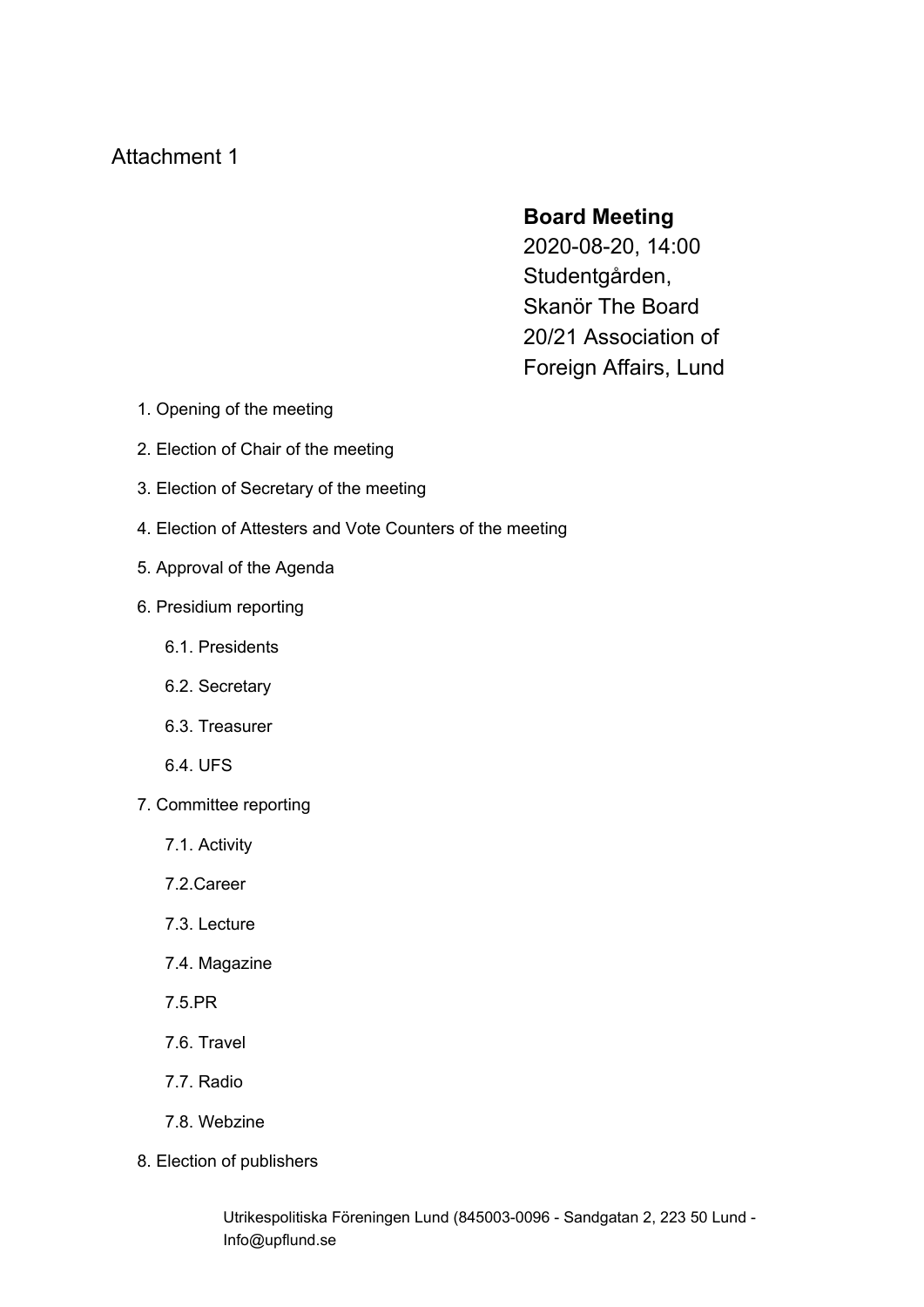Attachment 1

**Board Meeting**
2020-08-20, 14:00
Studentgården,
Skanör The Board
20/21 Association of
Foreign Affairs, Lund

1. Opening of the meeting
2. Election of Chair of the meeting
3. Election of Secretary of the meeting
4. Election of Attesters and Vote Counters of the meeting
5. Approval of the Agenda
6. Presidium reporting
    6.1. Presidents
    6.2. Secretary
    6.3. Treasurer
    6.4. UFS
7. Committee reporting
    7.1. Activity
    7.2.Career
    7.3. Lecture
    7.4. Magazine
    7.5.PR
    7.6. Travel
    7.7. Radio
    7.8. Webzine
8. Election of publishers

Utrikespolitiska Föreningen Lund (845003-0096 - Sandgatan 2, 223 50 Lund - Info@upflund.se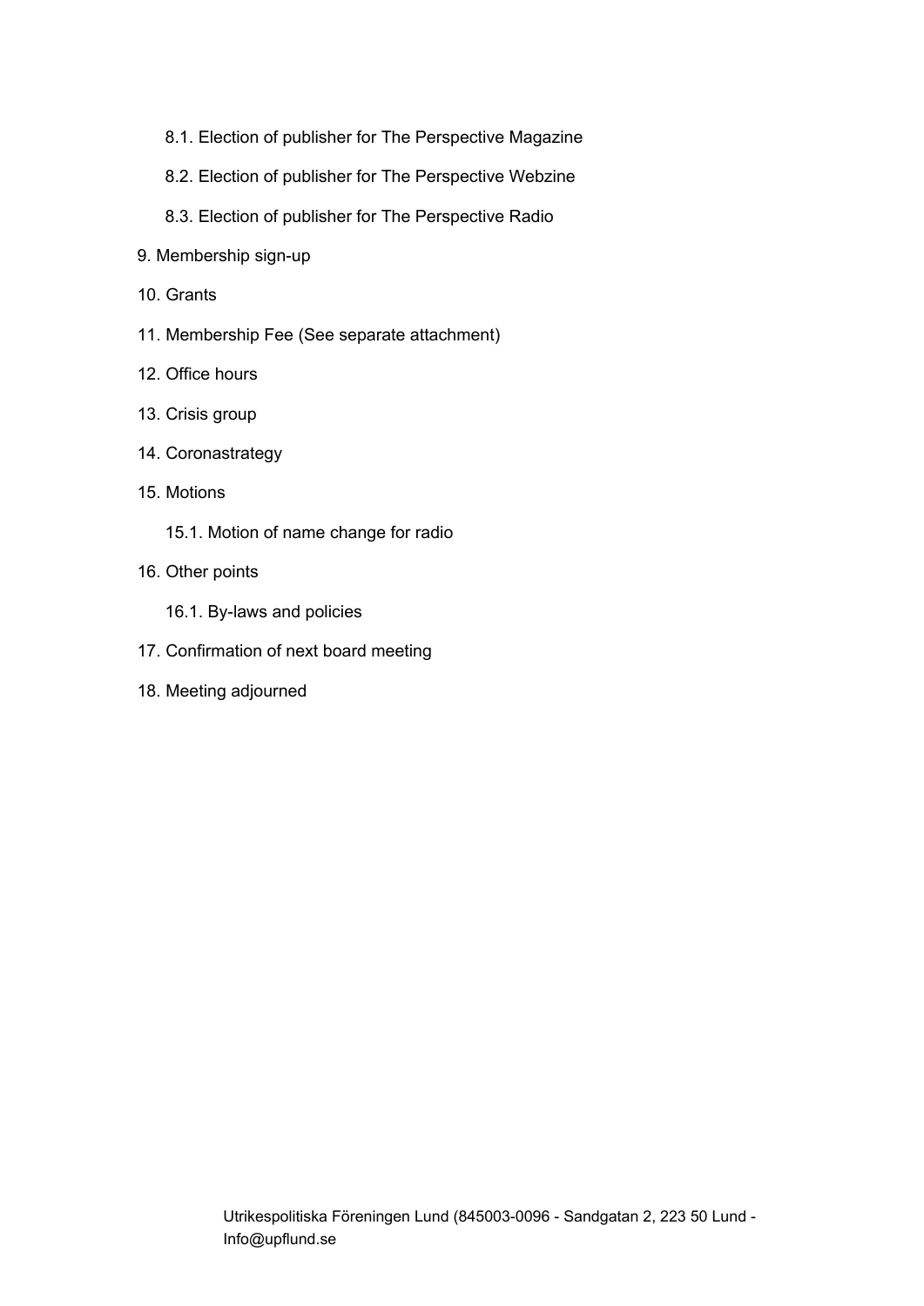- 8.1. Election of publisher for The Perspective Magazine
- 8.2. Election of publisher for The Perspective Webzine
- 8.3. Election of publisher for The Perspective Radio

9. Membership sign-up
10. Grants
11. Membership Fee (See separate attachment)
12. Office hours
13. Crisis group
14. Coronastrategy
15. Motions
    - 15.1. Motion of name change for radio
16. Other points
    - 16.1. By-laws and policies
17. Confirmation of next board meeting
18. Meeting adjourned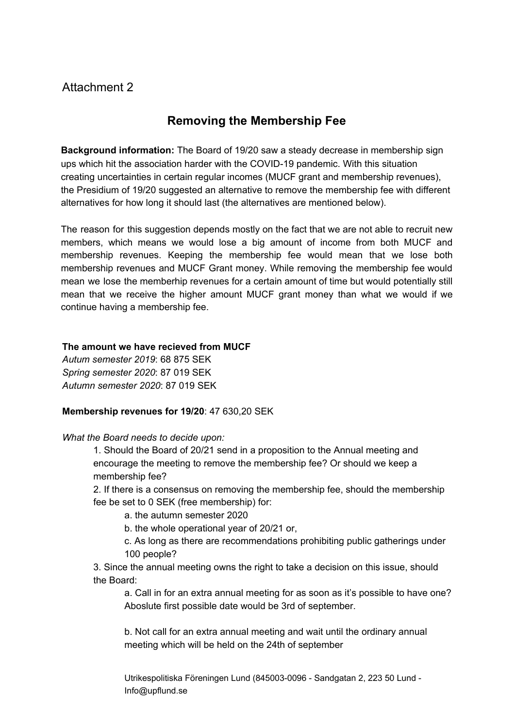Attachment 2

## Removing the Membership Fee

**Background information:** The Board of 19/20 saw a steady decrease in membership sign ups which hit the association harder with the COVID-19 pandemic. With this situation creating uncertainties in certain regular incomes (MUCF grant and membership revenues), the Presidium of 19/20 suggested an alternative to remove the membership fee with different alternatives for how long it should last (the alternatives are mentioned below).

The reason for this suggestion depends mostly on the fact that we are not able to recruit new members, which means we would lose a big amount of income from both MUCF and membership revenues. Keeping the membership fee would mean that we lose both membership revenues and MUCF Grant money. While removing the membership fee would mean we lose the memberhip revenues for a certain amount of time but would potentially still mean that we receive the higher amount MUCF grant money than what we would if we continue having a membership fee.

**The amount we have recieved from MUCF**
*Autum semester 2019*: 68 875 SEK
*Spring semester 2020*: 87 019 SEK
*Autumn semester 2020*: 87 019 SEK

**Membership revenues for 19/20**: 47 630,20 SEK

*What the Board needs to decide upon:*

1. Should the Board of 20/21 send in a proposition to the Annual meeting and encourage the meeting to remove the membership fee? Or should we keep a membership fee?
2. If there is a consensus on removing the membership fee, should the membership fee be set to 0 SEK (free membership) for:
    a. the autumn semester 2020
    b. the whole operational year of 20/21 or,
    c. As long as there are recommendations prohibiting public gatherings under 100 people?
3. Since the annual meeting owns the right to take a decision on this issue, should the Board:
    a. Call in for an extra annual meeting for as soon as it's possible to have one? Aboslute first possible date would be 3rd of september.

    b. Not call for an extra annual meeting and wait until the ordinary annual meeting which will be held on the 24th of september

Utrikespolitiska Föreningen Lund (845003-0096 - Sandgatan 2, 223 50 Lund - Info@upflund.se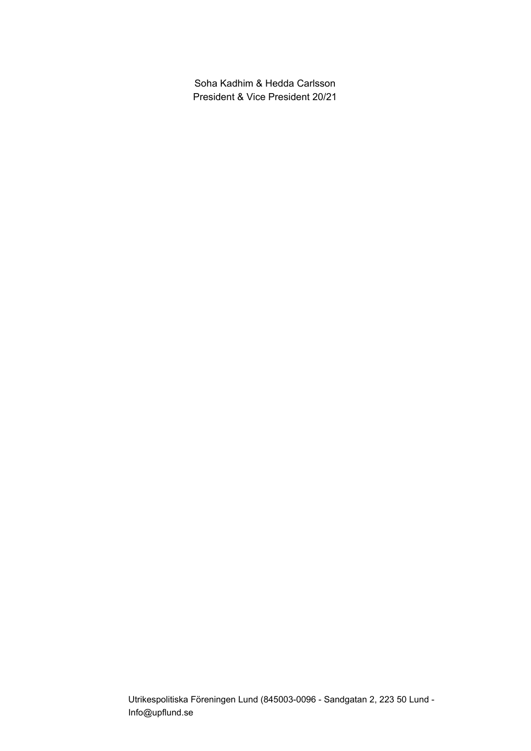Soha Kadhim & Hedda Carlsson
President & Vice President 20/21